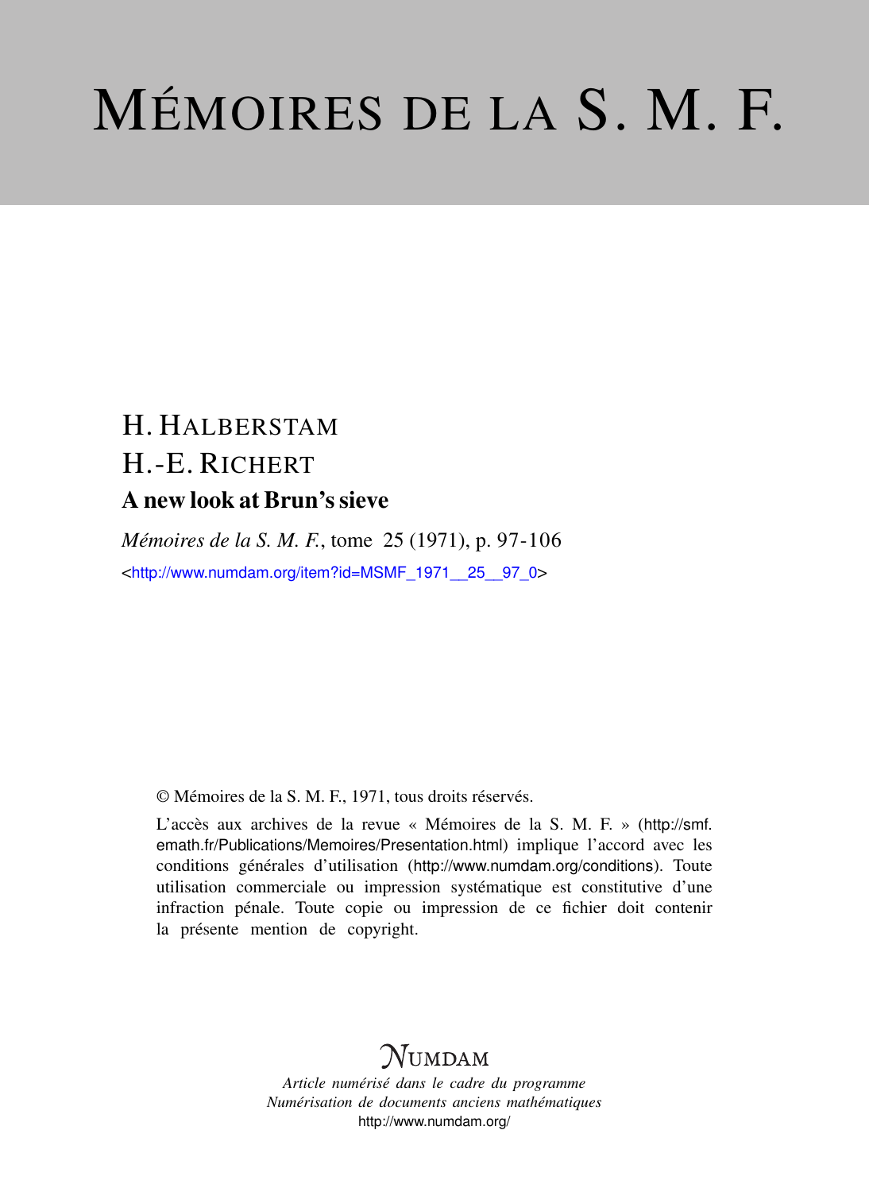# MÉMOIRES DE LA S. M. F.

H. HALBERSTAM

H.-E. RICHERT

## A new look at Brun's sieve

*Mémoires de la S. M. F.*, tome 25 (1971), p. 97-106

<http://www.numdam.org/item?id=MSMF_1971__25__97_0>

© Mémoires de la S. M. F., 1971, tous droits réservés.

L'accès aux archives de la revue « Mémoires de la S. M. F. » (http://smf.emath.fr/Publications/Memoires/Presentation.html) implique l'accord avec les conditions générales d'utilisation (http://www.numdam.org/conditions). Toute utilisation commerciale ou impression systématique est constitutive d'une infraction pénale. Toute copie ou impression de ce fichier doit contenir la présente mention de copyright.

NUMDAM

*Article numérisé dans le cadre du programme*
*Numérisation de documents anciens mathématiques*
http://www.numdam.org/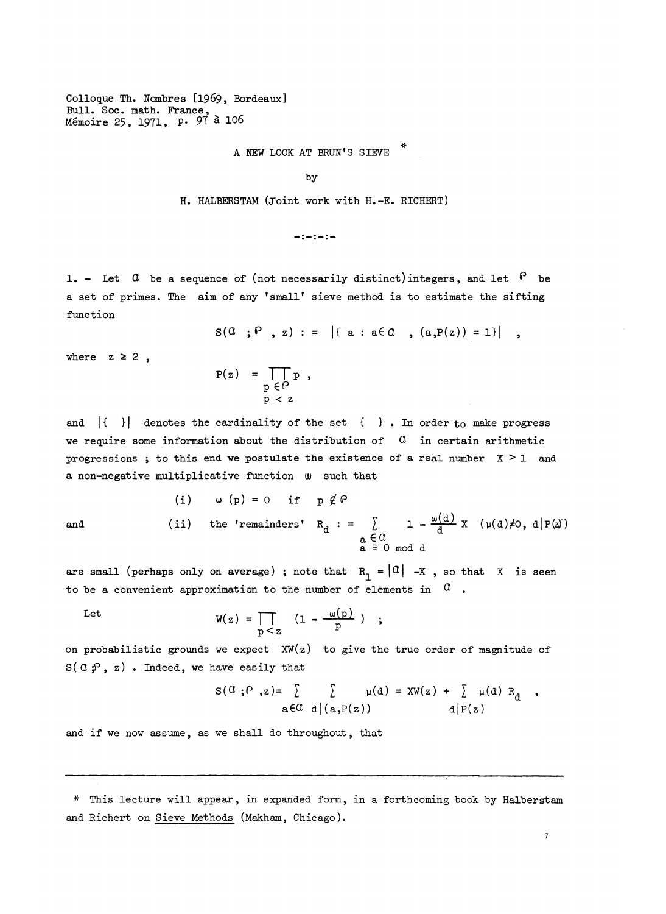Colloque Th. Nombres [1969, Bordeaux]
Bull. Soc. math. France,
Mémoire 25, 1971, p. 97 à 106

# A NEW LOOK AT BRUN'S SIEVE *

by

H. HALBERSTAM (Joint work with H.-E. RICHERT)

-:-:-:-

1. - Let $\mathcal{A}$ be a sequence of (not necessarily distinct) integers, and let $\mathcal{P}$ be a set of primes. The aim of any 'small' sieve method is to estimate the sifting function

$$S(\mathcal{A}\ ;\mathcal{P}\ , z) : = |\{ a : a \in \mathcal{A}\ , (a,P(z)) = 1\}| \quad ,$$

where $z \geq 2$ ,

$$P(z) = \prod_{\substack{p \in \mathcal{P} \\ p < z}} p \ ,$$

and $|\{\ \}|$ denotes the cardinality of the set $\{\ \}$ . In order to make progress we require some information about the distribution of $\mathcal{A}$ in certain arithmetic progressions ; to this end we postulate the existence of a real number $X > 1$ and a non-negative multiplicative function $\omega$ such that

(i) $\omega(p) = 0$ if $p \notin \mathcal{P}$

and (ii) the 'remainders' $R_d : = \sum\limits_{\substack{a \in \mathcal{A} \\ a \equiv 0 \bmod d}} 1 - \frac{\omega(d)}{d} X \quad (\mu(d) \neq 0,\ d|P(z))$

are small (perhaps only on average) ; note that $R_1 = |\mathcal{A}| - X$ , so that $X$ is seen to be a convenient approximation to the number of elements in $\mathcal{A}$ .

Let

$$W(z) = \prod_{p<z} \left(1 - \frac{\omega(p)}{p}\right) \quad ;$$

on probabilistic grounds we expect $XW(z)$ to give the true order of magnitude of $S(\mathcal{A}\ ;\mathcal{P}, z)$ . Indeed, we have easily that

$$S(\mathcal{A}\ ;\mathcal{P}\ ,z) = \sum_{a \in \mathcal{A}} \sum_{d|(a,P(z))} \mu(d) = XW(z) + \sum_{d|P(z)} \mu(d)\ R_d \quad ,$$

and if we now assume, as we shall do throughout, that

---

\* This lecture will appear, in expanded form, in a forthcoming book by Halberstam and Richert on Sieve Methods (Makham, Chicago).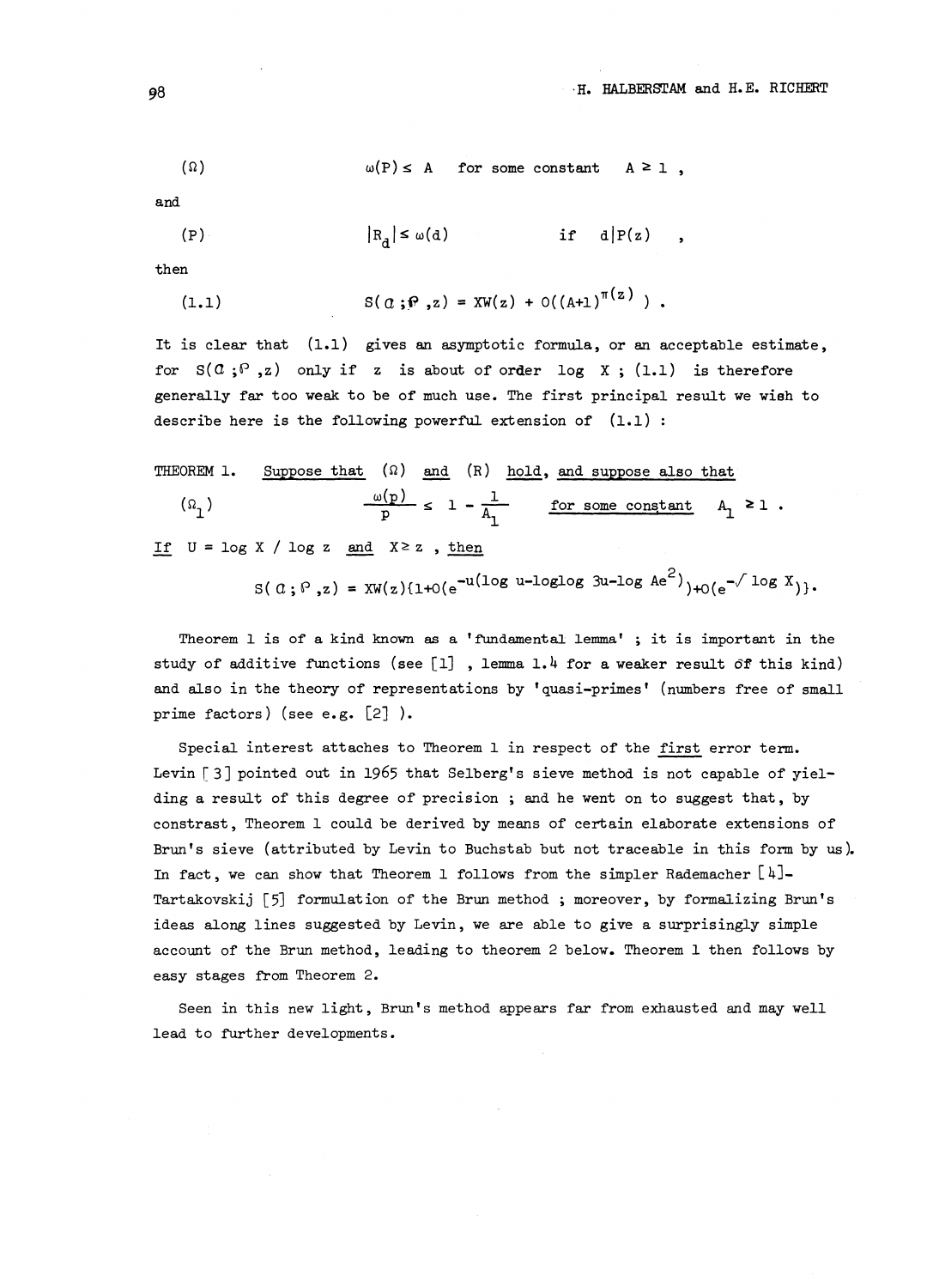$$(\Omega) \qquad \omega(P) \le A \quad \text{for some constant} \quad A \ge 1 \ ,$$

and

$$(P) \qquad |R_d| \le \omega(d) \qquad \text{if} \quad d|P(z) \quad ,$$

then

$$(1.1) \qquad S(\mathcal{A}\,;\mathcal{P}\,,z) = XW(z) + O((A+1)^{\pi(z)}) \ .$$

It is clear that (1.1) gives an asymptotic formula, or an acceptable estimate, for $S(\mathcal{A}\,;\mathcal{P}\,,z)$ only if $z$ is about of order $\log X$ ; (1.1) is therefore generally far too weak to be of much use. The first principal result we wish to describe here is the following powerful extension of (1.1) :

THEOREM 1. Suppose that $(\Omega)$ and $(R)$ hold, and suppose also that

$$(\Omega_1) \qquad \frac{\omega(p)}{p} \le 1 - \frac{1}{A_1} \qquad \text{for some constant} \quad A_1 \ge 1 \ .$$

If $U = \log X / \log z$ and $X \ge z$ , then

$$S(\mathcal{A}\,;\mathcal{P}\,,z) = XW(z)\{1+O(e^{-u(\log u - \log\log 3u - \log Ae^2)})+O(e^{-\sqrt{\log X}})\}.$$

Theorem 1 is of a kind known as a 'fundamental lemma' ; it is important in the study of additive functions (see [1] , lemma 1.4 for a weaker result of this kind) and also in the theory of representations by 'quasi-primes' (numbers free of small prime factors) (see e.g. [2] ).

Special interest attaches to Theorem 1 in respect of the first error term. Levin [3] pointed out in 1965 that Selberg's sieve method is not capable of yielding a result of this degree of precision ; and he went on to suggest that, by constrast, Theorem 1 could be derived by means of certain elaborate extensions of Brun's sieve (attributed by Levin to Buchstab but not traceable in this form by us). In fact, we can show that Theorem 1 follows from the simpler Rademacher [4]-Tartakovskij [5] formulation of the Brun method ; moreover, by formalizing Brun's ideas along lines suggested by Levin, we are able to give a surprisingly simple account of the Brun method, leading to theorem 2 below. Theorem 1 then follows by easy stages from Theorem 2.

Seen in this new light, Brun's method appears far from exhausted and may well lead to further developments.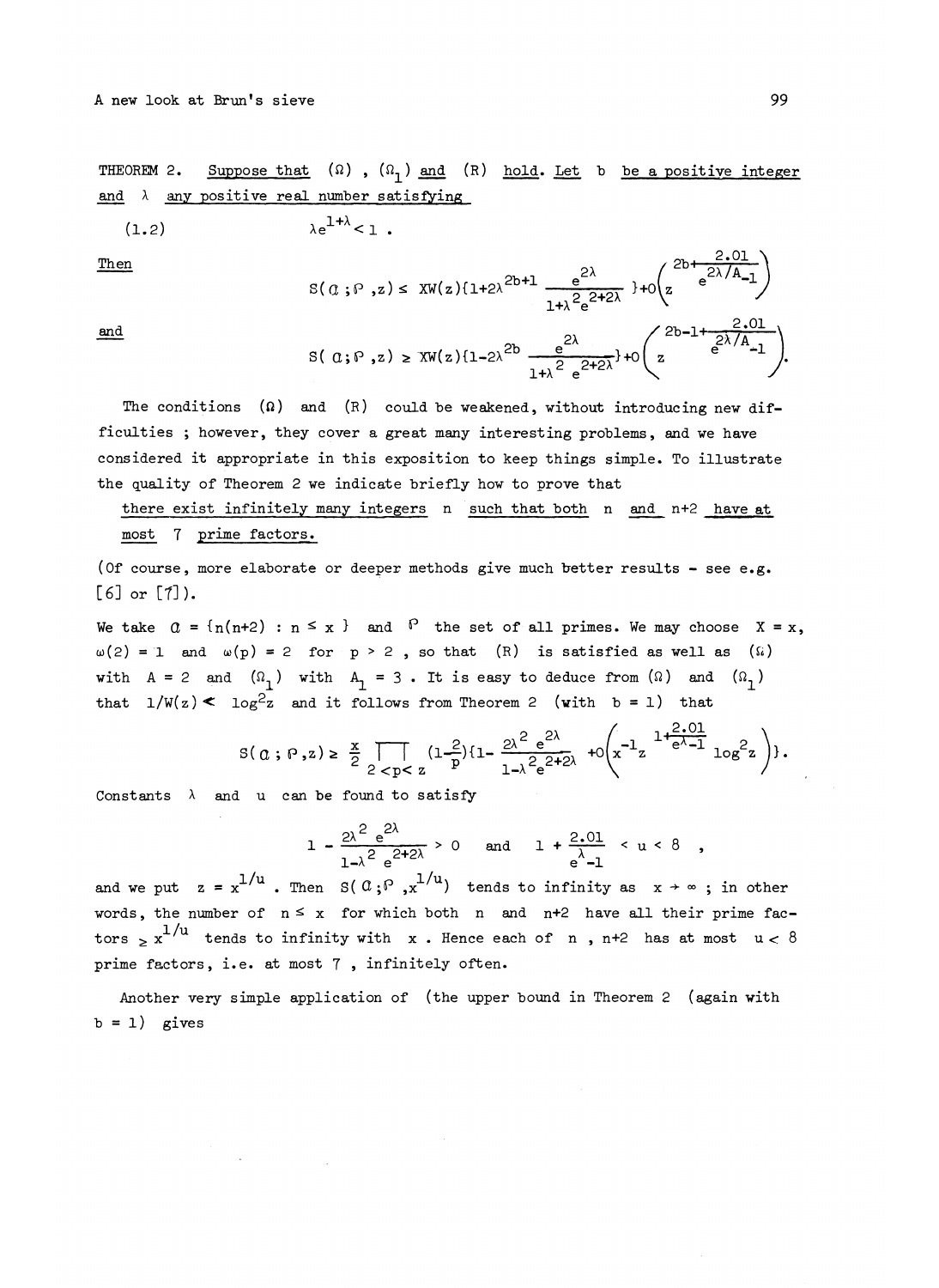**THEOREM 2.** Suppose that $(\Omega)$, $(\Omega_1)$ and $(R)$ hold. Let $b$ be a positive integer and $\lambda$ any positive real number satisfying

$$\lambda e^{1+\lambda} < 1 . \tag{1.2}$$

Then

$$S(\mathcal{A};\mathcal{P},z) \le XW(z)\{1+2\lambda^{2b+1}\frac{e^{2\lambda}}{1+\lambda^2 e^{2+2\lambda}}\} + O\left(z^{2b+\frac{2.01}{e^{2\lambda/A}-1}}\right)$$

and

$$S(\mathcal{A};\mathcal{P},z) \ge XW(z)\{1-2\lambda^{2b}\frac{e^{2\lambda}}{1+\lambda^2 e^{2+2\lambda}}\} + O\left(z^{2b-1+\frac{2.01}{e^{2\lambda/A}-1}}\right).$$

The conditions $(\Omega)$ and $(R)$ could be weakened, without introducing new difficulties ; however, they cover a great many interesting problems, and we have considered it appropriate in this exposition to keep things simple. To illustrate the quality of Theorem 2 we indicate briefly how to prove that

there exist infinitely many integers $n$ such that both $n$ and $n+2$ have at most 7 prime factors.

(Of course, more elaborate or deeper methods give much better results - see e.g. [6] or [7]).

We take $\mathcal{A} = \{n(n+2) : n \le x\}$ and $\mathcal{P}$ the set of all primes. We may choose $X = x$, $\omega(2) = 1$ and $\omega(p) = 2$ for $p > 2$, so that $(R)$ is satisfied as well as $(\Omega)$ with $A = 2$ and $(\Omega_1)$ with $A_1 = 3$. It is easy to deduce from $(\Omega)$ and $(\Omega_1)$ that $1/W(z) \ll \log^2 z$ and it follows from Theorem 2 (with $b = 1$) that

$$S(\mathcal{A};\mathcal{P},z) \ge \frac{x}{2}\prod_{2<p<z}(1-\frac{2}{p})\{1-\frac{2\lambda^2 e^{2\lambda}}{1-\lambda^2 e^{2+2\lambda}} + O\left(x^{-1}z^{1+\frac{2.01}{e^{\lambda}-1}}\log^2 z\right)\}.$$

Constants $\lambda$ and $u$ can be found to satisfy

$$1-\frac{2\lambda^2 e^{2\lambda}}{1-\lambda^2 e^{2+2\lambda}} > 0 \quad \text{and} \quad 1+\frac{2.01}{e^{\lambda}-1} < u < 8 ,$$

and we put $z = x^{1/u}$. Then $S(\mathcal{A};\mathcal{P},x^{1/u})$ tends to infinity as $x \to \infty$ ; in other words, the number of $n \le x$ for which both $n$ and $n+2$ have all their prime factors $\ge x^{1/u}$ tends to infinity with $x$. Hence each of $n$, $n+2$ has at most $u < 8$ prime factors, i.e. at most 7 , infinitely often.

Another very simple application of (the upper bound in Theorem 2 (again with $b = 1$) gives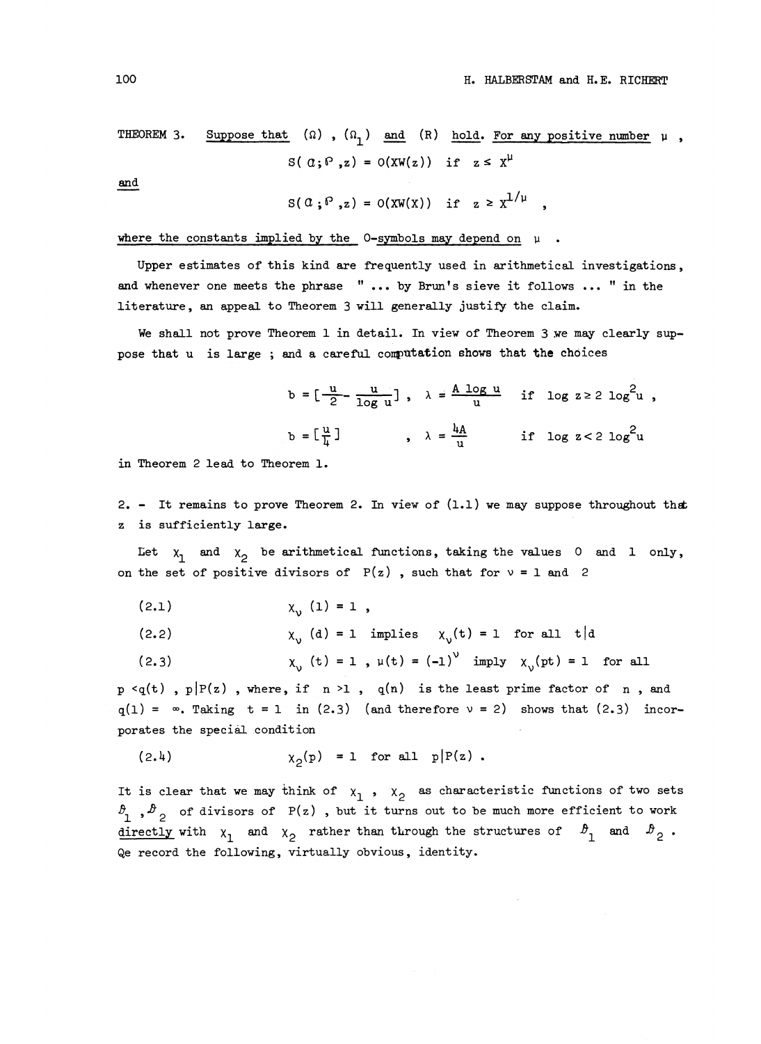THEOREM 3. Suppose that $(\Omega)$, $(\Omega_1)$ and $(R)$ hold. For any positive number $\mu$,

$$S(\mathcal{A};\mathcal{P},z) = O(XW(z)) \quad \text{if} \quad z \le X^{\mu}$$

and

$$S(\mathcal{A};\mathcal{P},z) = O(XW(X)) \quad \text{if} \quad z \ge X^{1/\mu} \quad ,$$

where the constants implied by the $O$-symbols may depend on $\mu$.

Upper estimates of this kind are frequently used in arithmetical investigations, and whenever one meets the phrase " ... by Brun's sieve it follows ... " in the literature, an appeal to Theorem 3 will generally justify the claim.

We shall not prove Theorem 1 in detail. In view of Theorem 3 we may clearly suppose that $u$ is large ; and a careful computation shows that the choices

$$b = \left[\frac{u}{2} - \frac{u}{\log u}\right] , \quad \lambda = \frac{A \log u}{u} \quad \text{if} \quad \log z \ge 2 \log^2 u ,$$

$$b = \left[\frac{u}{4}\right] \qquad\qquad , \quad \lambda = \frac{4A}{u} \qquad \text{if} \quad \log z < 2 \log^2 u$$

in Theorem 2 lead to Theorem 1.

2. - It remains to prove Theorem 2. In view of (1.1) we may suppose throughout that $z$ is sufficiently large.

Let $\chi_1$ and $\chi_2$ be arithmetical functions, taking the values 0 and 1 only, on the set of positive divisors of $P(z)$, such that for $\nu = 1$ and 2

(2.1) $$\chi_\nu(1) = 1 ,$$

(2.2) $$\chi_\nu(d) = 1 \quad \text{implies} \quad \chi_\nu(t) = 1 \quad \text{for all} \quad t|d$$

(2.3) $$\chi_\nu(t) = 1 , \; \mu(t) = (-1)^\nu \quad \text{imply} \quad \chi_\nu(pt) = 1 \quad \text{for all}$$

$p < q(t)$, $p|P(z)$, where, if $n > 1$, $q(n)$ is the least prime factor of $n$, and $q(1) = \infty$. Taking $t = 1$ in (2.3) (and therefore $\nu = 2$) shows that (2.3) incorporates the special condition

(2.4) $$\chi_2(p) = 1 \quad \text{for all} \quad p|P(z) .$$

It is clear that we may think of $\chi_1$, $\chi_2$ as characteristic functions of two sets $\mathcal{D}_1$, $\mathcal{D}_2$ of divisors of $P(z)$, but it turns out to be much more efficient to work directly with $\chi_1$ and $\chi_2$ rather than through the structures of $\mathcal{D}_1$ and $\mathcal{D}_2$. Qe record the following, virtually obvious, identity.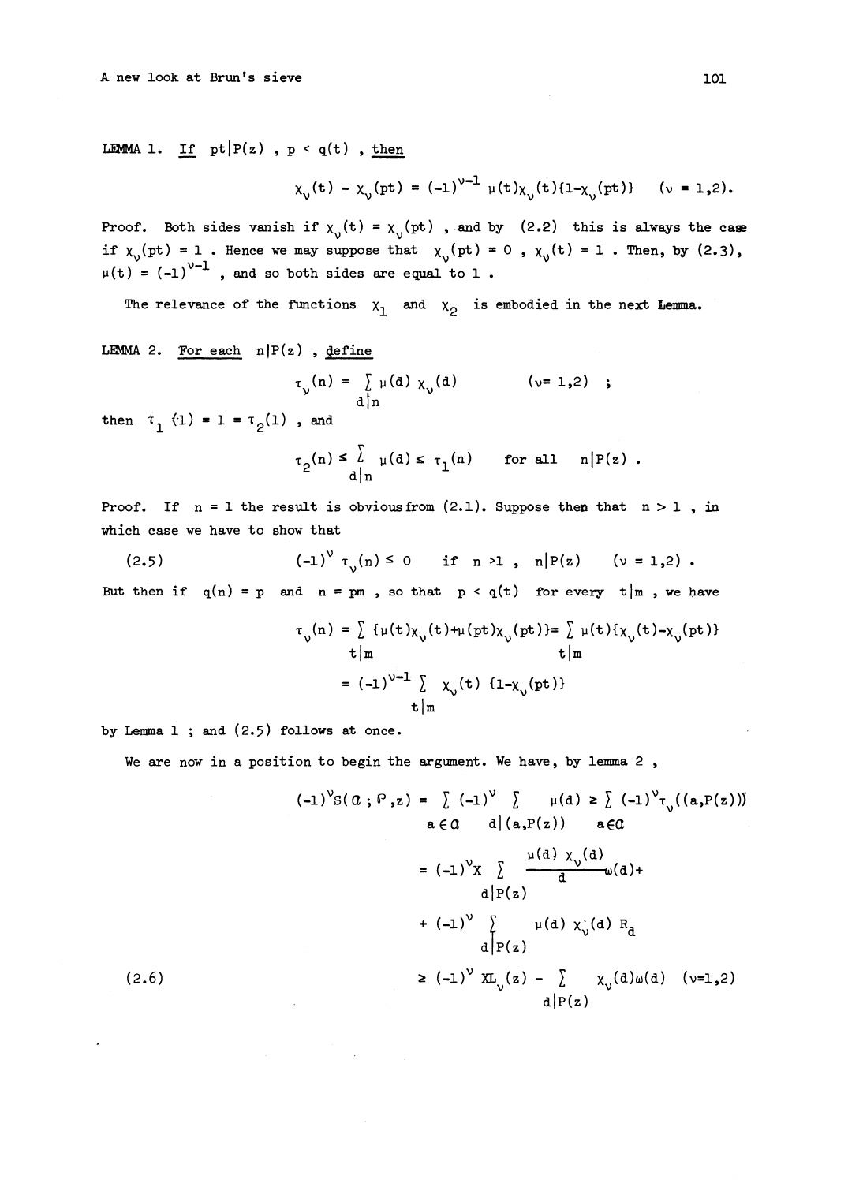**LEMMA 1.** *If* $pt|P(z)$, $p < q(t)$, *then*

$$\chi_\nu(t) - \chi_\nu(pt) = (-1)^{\nu-1}\, \mu(t)\chi_\nu(t)\{1-\chi_\nu(pt)\} \qquad (\nu = 1,2).$$

Proof. Both sides vanish if $\chi_\nu(t) = \chi_\nu(pt)$, and by (2.2) this is always the case if $\chi_\nu(pt) = 1$. Hence we may suppose that $\chi_\nu(pt) = 0$, $\chi_\nu(t) = 1$. Then, by (2.3), $\mu(t) = (-1)^{\nu-1}$, and so both sides are equal to $1$.

The relevance of the functions $\chi_1$ and $\chi_2$ is embodied in the next Lemma.

**LEMMA 2.** *For each* $n|P(z)$, *define*

$$\tau_\nu(n) = \sum_{d|n} \mu(d)\, \chi_\nu(d) \qquad (\nu = 1,2) \;;$$

*then* $\tau_1(1) = 1 = \tau_2(1)$, *and*

$$\tau_2(n) \le \sum_{d|n} \mu(d) \le \tau_1(n) \qquad \text{for all} \quad n|P(z).$$

Proof. If $n = 1$ the result is obvious from (2.1). Suppose then that $n > 1$, in which case we have to show that

$$(-1)^\nu\, \tau_\nu(n) \le 0 \qquad \text{if} \quad n > 1, \quad n|P(z) \qquad (\nu = 1,2). \tag{2.5}$$

But then if $q(n) = p$ and $n = pm$, so that $p < q(t)$ for every $t|m$, we have

$$\tau_\nu(n) = \sum_{t|m} \{\mu(t)\chi_\nu(t) + \mu(pt)\chi_\nu(pt)\} = \sum_{t|m} \mu(t)\{\chi_\nu(t) - \chi_\nu(pt)\}$$

$$= (-1)^{\nu-1} \sum_{t|m} \chi_\nu(t)\, \{1-\chi_\nu(pt)\}$$

by Lemma 1 ; and (2.5) follows at once.

We are now in a position to begin the argument. We have, by lemma 2 ,

$$(-1)^\nu S(\mathcal{A}\,;\mathcal{P},z) = \sum_{a\in\mathcal{A}} (-1)^\nu \sum_{d|(a,P(z))} \mu(d) \ge \sum_{a\in\mathcal{A}} (-1)^\nu \tau_\nu((a,P(z)))$$

$$= (-1)^\nu X \sum_{d|P(z)} \frac{\mu(d)\, \chi_\nu(d)}{d}\omega(d) +$$

$$+ (-1)^\nu \sum_{d|P(z)} \mu(d)\, \chi_\nu(d)\, R_d$$

$$\ge (-1)^\nu XL_\nu(z) - \sum_{d|P(z)} \chi_\nu(d)\omega(d) \quad (\nu=1,2) \tag{2.6}$$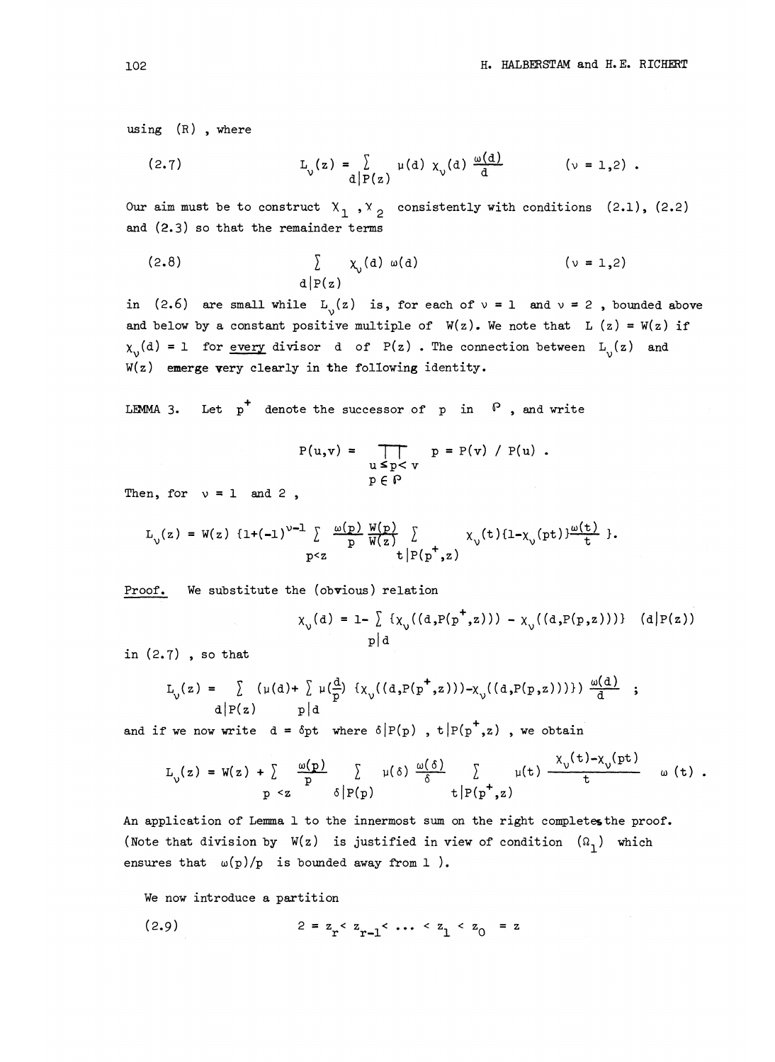using (R) , where

$$L_\nu(z) = \sum_{d|P(z)} \mu(d)\, \chi_\nu(d)\, \frac{\omega(d)}{d} \qquad (\nu = 1,2) . \tag{2.7}$$

Our aim must be to construct $\chi_1$ , $\chi_2$ consistently with conditions (2.1), (2.2) and (2.3) so that the remainder terms

$$\sum_{d|P(z)} \chi_\nu(d)\, \omega(d) \qquad (\nu = 1,2) \tag{2.8}$$

in (2.6) are small while $L_\nu(z)$ is, for each of $\nu = 1$ and $\nu = 2$ , bounded above and below by a constant positive multiple of $W(z)$. We note that $L\ (z) = W(z)$ if $\chi_\nu(d) = 1$ for <u>every</u> divisor $d$ of $P(z)$ . The connection between $L_\nu(z)$ and $W(z)$ emerge very clearly in the following identity.

LEMMA 3. Let $p^+$ denote the successor of $p$ in $\mathcal{P}$ , and write

$$P(u,v) = \prod_{\substack{u \le p < v \\ p \in \mathcal{P}}} p = P(v)\ /\ P(u) .$$

Then, for $\nu = 1$ and $2$ ,

$$L_\nu(z) = W(z)\ \{1 + (-1)^{\nu-1} \sum_{p<z} \frac{\omega(p)}{p} \frac{W(p)}{W(z)} \sum_{t|P(p^+,z)} \chi_\nu(t)\{1-\chi_\nu(pt)\}\frac{\omega(t)}{t}\ \}.$$

*Proof.* We substitute the (obvious) relation

$$\chi_\nu(d) = 1 - \sum_{p|d} \{\chi_\nu((d,P(p^+,z))) - \chi_\nu((d,P(p,z)))\} \quad (d|P(z))$$

in (2.7) , so that

$$L_\nu(z) = \sum_{d|P(z)} (\mu(d) + \sum_{p|d} \mu(\tfrac{d}{p})\ \{\chi_\nu((d,P(p^+,z))) - \chi_\nu((d,P(p,z)))\})\ \frac{\omega(d)}{d}\ ;$$

and if we now write $d = \delta p t$ where $\delta | P(p)$ , $t|P(p^+,z)$ , we obtain

$$L_\nu(z) = W(z) + \sum_{p<z} \frac{\omega(p)}{p} \sum_{\delta|P(p)} \mu(\delta)\, \frac{\omega(\delta)}{\delta} \sum_{t|P(p^+,z)} \mu(t)\, \frac{\chi_\nu(t) - \chi_\nu(pt)}{t}\ \omega(t) .$$

An application of Lemma 1 to the innermost sum on the right completes the proof. (Note that division by $W(z)$ is justified in view of condition $(\Omega_1)$ which ensures that $\omega(p)/p$ is bounded away from 1 ).

We now introduce a partition

$$2 = z_r < z_{r-1} < \dots < z_1 < z_0 = z \tag{2.9}$$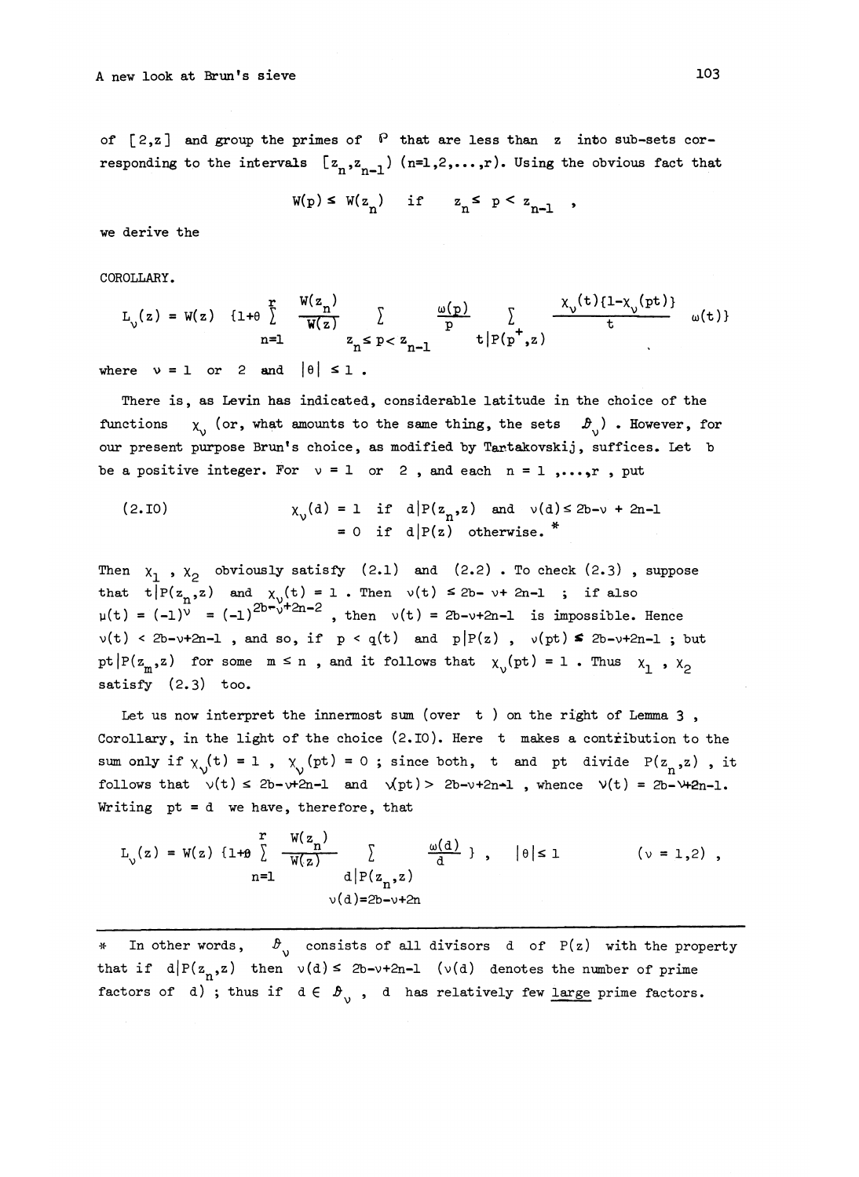of $[2,z]$ and group the primes of $\mathcal{P}$ that are less than $z$ into sub-sets corresponding to the intervals $[z_n, z_{n-1})$ $(n=1,2,\ldots,r)$. Using the obvious fact that

$$W(p) \le W(z_n) \quad \text{if} \quad z_n \le p < z_{n-1} ,$$

we derive the

COROLLARY.

$$L_\nu(z) = W(z) \; \{1+\theta \sum_{n=1}^{r} \frac{W(z_n)}{W(z)} \sum_{z_n \le p < z_{n-1}} \frac{\omega(p)}{p} \sum_{t|P(p^+,z)} \frac{\chi_\nu(t)\{1-\chi_\nu(pt)\}}{t} \; \omega(t)\}$$

where $\nu = 1$ or $2$ and $|\theta| \le 1$.

There is, as Levin has indicated, considerable latitude in the choice of the functions $\chi_\nu$ (or, what amounts to the same thing, the sets $\mathcal{D}_\nu$). However, for our present purpose Brun's choice, as modified by Tartakovskij, suffices. Let $b$ be a positive integer. For $\nu = 1$ or $2$, and each $n = 1, \ldots, r$, put

$$\begin{aligned} \text{(2.10)} \qquad \chi_\nu(d) &= 1 \;\text{ if }\; d|P(z_n,z) \;\text{ and }\; \nu(d) \le 2b-\nu + 2n-1 \\ &= 0 \;\text{ if }\; d|P(z) \;\text{ otherwise.}^{*} \end{aligned}$$

Then $\chi_1$, $\chi_2$ obviously satisfy (2.1) and (2.2). To check (2.3), suppose that $t|P(z_n,z)$ and $\chi_\nu(t) = 1$. Then $\nu(t) \le 2b-\nu+2n-1$; if also $\mu(t) = (-1)^\nu = (-1)^{2b-\nu+2n-2}$, then $\nu(t) = 2b-\nu+2n-1$ is impossible. Hence $\nu(t) < 2b-\nu+2n-1$, and so, if $p < q(t)$ and $p|P(z)$, $\nu(pt) \le 2b-\nu+2n-1$; but $pt|P(z_m,z)$ for some $m \le n$, and it follows that $\chi_\nu(pt) = 1$. Thus $\chi_1$, $\chi_2$ satisfy (2.3) too.

Let us now interpret the innermost sum (over $t$) on the right of Lemma 3, Corollary, in the light of the choice (2.10). Here $t$ makes a contribution to the sum only if $\chi_\nu(t) = 1$, $\chi_\nu(pt) = 0$; since both, $t$ and $pt$ divide $P(z_n,z)$, it follows that $\nu(t) \le 2b-\nu+2n-1$ and $\nu(pt) > 2b-\nu+2n-1$, whence $\nu(t) = 2b-\nu+2n-1$. Writing $pt = d$ we have, therefore, that

$$L_\nu(z) = W(z) \; \{1+\theta \sum_{n=1}^{r} \frac{W(z_n)}{W(z)} \sum_{\substack{d|P(z_n,z) \\ \nu(d)=2b-\nu+2n}} \frac{\omega(d)}{d} \} , \quad |\theta| \le 1 \qquad (\nu = 1,2) ,$$

---

\* In other words, $\mathcal{D}_\nu$ consists of all divisors $d$ of $P(z)$ with the property that if $d|P(z_n,z)$ then $\nu(d) \le 2b-\nu+2n-1$ ($\nu(d)$ denotes the number of prime factors of $d$); thus if $d \in \mathcal{D}_\nu$, $d$ has relatively few <u>large</u> prime factors.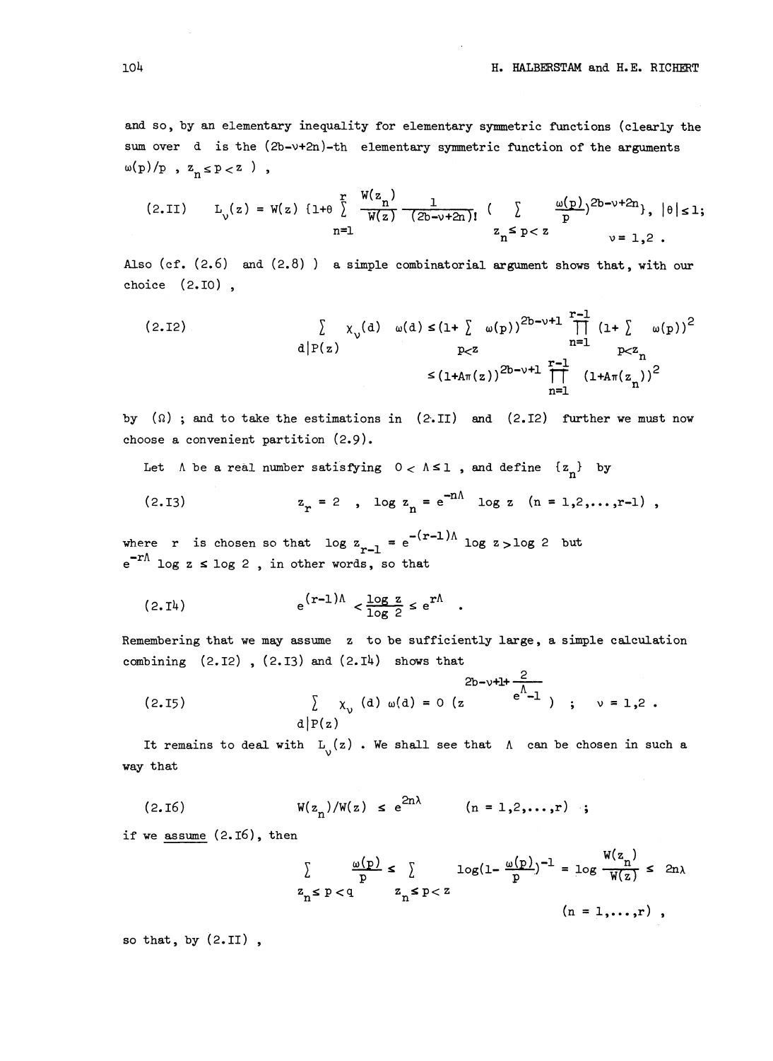and so, by an elementary inequality for elementary symmetric functions (clearly the sum over $d$ is the $(2b-\nu+2n)$-th elementary symmetric function of the arguments $\omega(p)/p$ , $z_n \le p < z$ ) ,

$$(2.11) \qquad L_\nu(z) = W(z) \{1+\theta \sum_{n=1}^{r} \frac{W(z_n)}{W(z)} \frac{1}{(2b-\nu+2n)!} \Big( \sum_{z_n \le p < z} \frac{\omega(p)}{p}\Big)^{2b-\nu+2n}\}, \quad |\theta| \le 1; \quad \nu = 1,2 .$$

Also (cf. (2.6) and (2.8) ) a simple combinatorial argument shows that, with our choice (2.10) ,

$$(2.12) \qquad \sum_{d|P(z)} \chi_\nu(d) \;\; \omega(d) \le (1+\sum_{p<z} \omega(p))^{2b-\nu+1} \prod_{n=1}^{r-1} (1+\sum_{p<z_n} \omega(p))^2$$
$$\le (1+A\pi(z))^{2b-\nu+1} \prod_{n=1}^{r-1} (1+A\pi(z_n))^2$$

by $(\Omega)$ ; and to take the estimations in (2.11) and (2.12) further we must now choose a convenient partition (2.9).

Let $\Lambda$ be a real number satisfying $0 < \Lambda \le 1$ , and define $\{z_n\}$ by

$$(2.13) \qquad z_r = 2 \;\; , \;\; \log z_n = e^{-n\Lambda} \log z \quad (n = 1,2,\dots,r-1) ,$$

where $r$ is chosen so that $\log z_{r-1} = e^{-(r-1)\Lambda} \log z > \log 2$ but $e^{-r\Lambda} \log z \le \log 2$ , in other words, so that

$$(2.14) \qquad e^{(r-1)\Lambda} < \frac{\log z}{\log 2} \le e^{r\Lambda} \;\; .$$

Remembering that we may assume $z$ to be sufficiently large, a simple calculation combining (2.12) , (2.13) and (2.14) shows that

$$(2.15) \qquad \sum_{d|P(z)} \chi_\nu (d) \; \omega(d) = O\Big(z^{2b-\nu+1+\frac{2}{e^\Lambda-1}}\Big) \;\; ; \quad \nu = 1,2 .$$

It remains to deal with $L_\nu(z)$ . We shall see that $\Lambda$ can be chosen in such a way that

$$(2.16) \qquad W(z_n)/W(z) \le e^{2n\lambda} \qquad (n = 1,2,\dots,r) \;\; ;$$

if we <u>assume</u> (2.16), then

$$\sum_{z_n \le p < q} \frac{\omega(p)}{p} \le \sum_{z_n \le p < z} \log(1-\frac{\omega(p)}{p})^{-1} = \log \frac{W(z_n)}{W(z)} \le 2n\lambda \qquad (n = 1,\dots,r) ,$$

so that, by (2.11) ,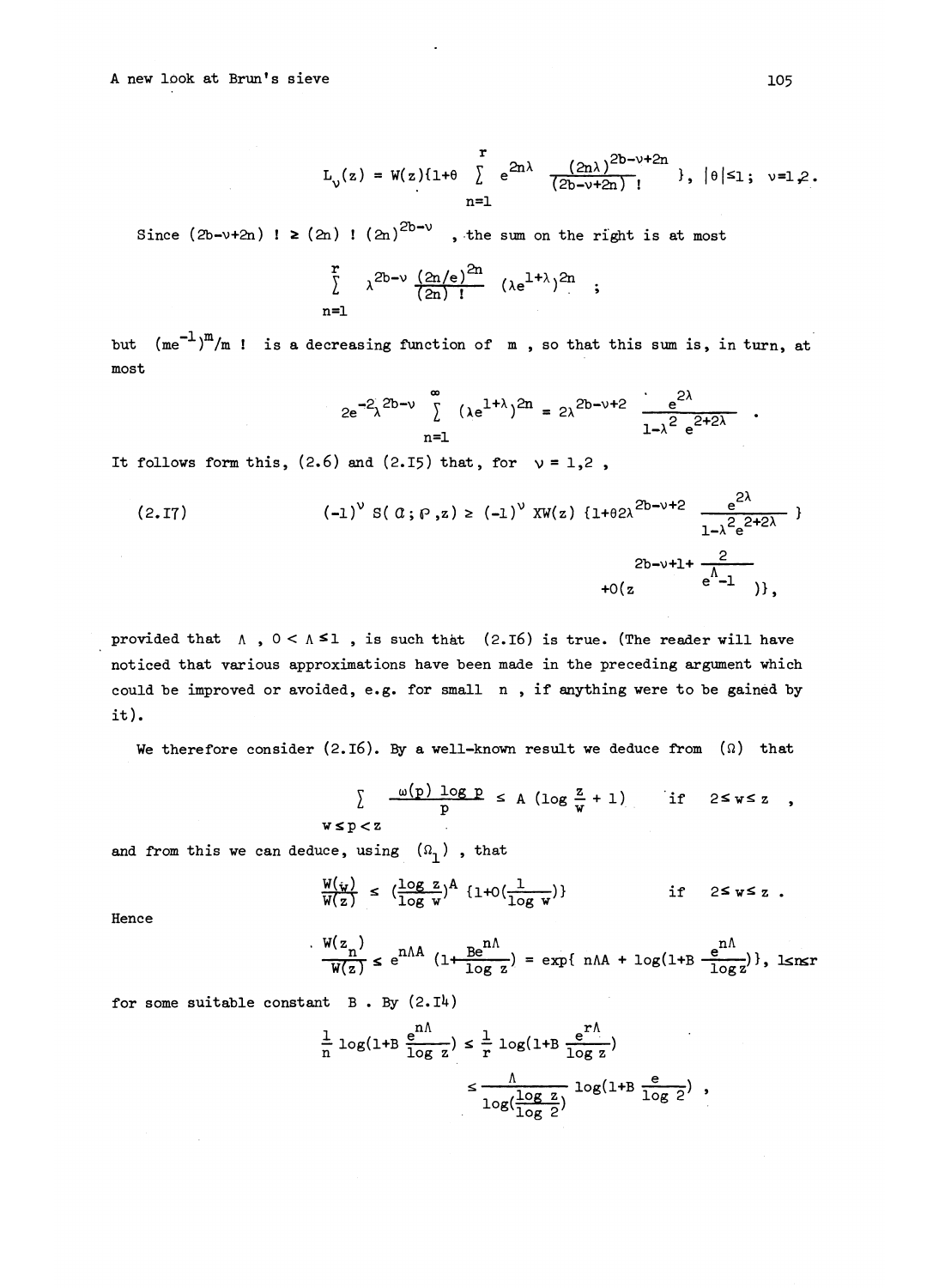$$L_\nu(z) = W(z)\{1+\theta \sum_{n=1}^{r} e^{2n\lambda} \frac{(2n\lambda)^{2b-\nu+2n}}{(2b-\nu+2n)\,!}\}, \quad |\theta|\le 1; \quad \nu=1,2.$$

Since $(2b-\nu+2n)\,! \ge (2n)\,!\,(2n)^{2b-\nu}$, the sum on the right is at most

$$\sum_{n=1}^{r} \lambda^{2b-\nu} \frac{(2n/e)^{2n}}{(2n)\,!} (\lambda e^{1+\lambda})^{2n} \;;$$

but $(me^{-1})^m/m\,!$ is a decreasing function of $m$, so that this sum is, in turn, at most

$$2e^{-2}\lambda^{2b-\nu} \sum_{n=1}^{\infty} (\lambda e^{1+\lambda})^{2n} = 2\lambda^{2b-\nu+2} \frac{e^{2\lambda}}{1-\lambda^2 e^{2+2\lambda}} .$$

It follows form this, (2.6) and (2.15) that, for $\nu = 1,2$,

$$(2.17) \qquad (-1)^\nu S(\mathcal{A};\mathcal{P},z) \ge (-1)^\nu XW(z)\,\{1+\theta 2\lambda^{2b-\nu+2} \frac{e^{2\lambda}}{1-\lambda^2 e^{2+2\lambda}}\} + O(z^{2b-\nu+1+\frac{2}{e^\Lambda-1}})\},$$

provided that $\Lambda$, $0 < \Lambda \le 1$, is such that (2.16) is true. (The reader will have noticed that various approximations have been made in the preceding argument which could be improved or avoided, e.g. for small $n$, if anything were to be gained by it).

We therefore consider (2.16). By a well-known result we deduce from $(\Omega)$ that

$$\sum_{w\le p<z} \frac{\omega(p)\log p}{p} \le A\,(\log\frac{z}{w} + 1) \qquad \text{if} \quad 2\le w\le z ,$$

and from this we can deduce, using $(\Omega_1)$, that

$$\frac{W(w)}{W(z)} \le (\frac{\log z}{\log w})^A \{1+O(\frac{1}{\log w})\} \qquad \text{if} \quad 2\le w\le z .$$

Hence

$$\frac{W(z_n)}{W(z)} \le e^{n\Lambda A} (1+\frac{Be^{n\Lambda}}{\log z}) = \exp\{ n\Lambda A + \log(1+B\frac{e^{n\Lambda}}{\log z})\}, \quad 1\le n\le r$$

for some suitable constant $B$. By (2.14)

$$\frac{1}{n}\log(1+B\frac{e^{n\Lambda}}{\log z}) \le \frac{1}{r}\log(1+B\frac{e^{r\Lambda}}{\log z}) \le \frac{\Lambda}{\log(\frac{\log z}{\log 2})}\log(1+B\frac{e}{\log 2}) ,$$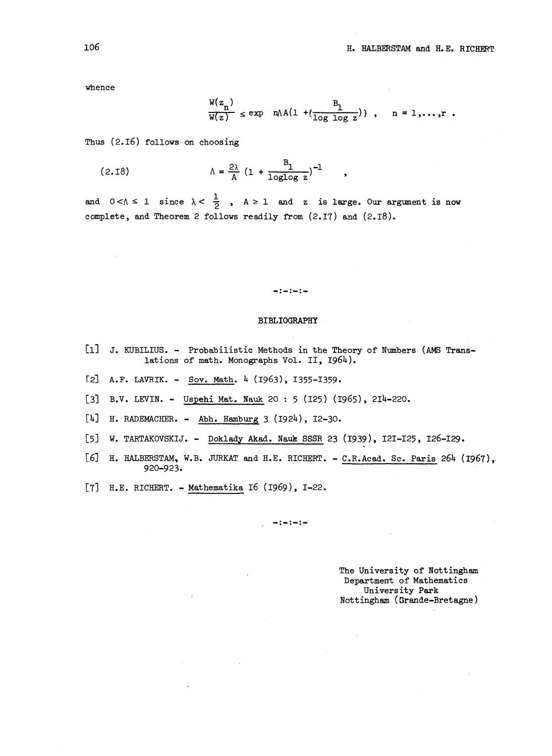whence

$$\frac{W(z_n)}{W(z)} \leq \exp \ n\Lambda A(1 + \{\frac{B_1}{\log \log z}\}) , \quad n = 1,\dots,r .$$

Thus (2.16) follows on choosing

$$\Lambda = \frac{2\lambda}{A} (1 + \frac{B_1}{\log\log z})^{-1} \tag{2.18}$$

and $0 < \Lambda \leq 1$ since $\lambda < \frac{1}{2}$ , $A \geq 1$ and $z$ is large. Our argument is now complete, and Theorem 2 follows readily from (2.17) and (2.18).

-:-:-:-

## BIBLIOGRAPHY

[1] J. KUBILIUS. - Probabilistic Methods in the Theory of Numbers (AMS Translations of math. Monographs Vol. II, 1964).

[2] A.F. LAVRIK. - Sov. Math. 4 (1963), 1355-1359.

[3] B.V. LEVIN. - Uspehi Mat. Nauk 20 : 5 (125) (1965), 214-220.

[4] H. RADEMACHER. - Abh. Hamburg 3 (1924), 12-30.

[5] W. TARTAKOVSKIJ. - Doklady Akad. Nauk SSSR 23 (1939), 121-125, 126-129.

[6] H. HALBERSTAM, W.B. JURKAT and H.E. RICHERT. - C.R.Acad. Sc. Paris 264 (1967), 920-923.

[7] H.E. RICHERT. - Mathematika 16 (1969), 1-22.

-:-:-:-

The University of Nottingham
Department of Mathematics
University Park
Nottingham (Grande-Bretagne)